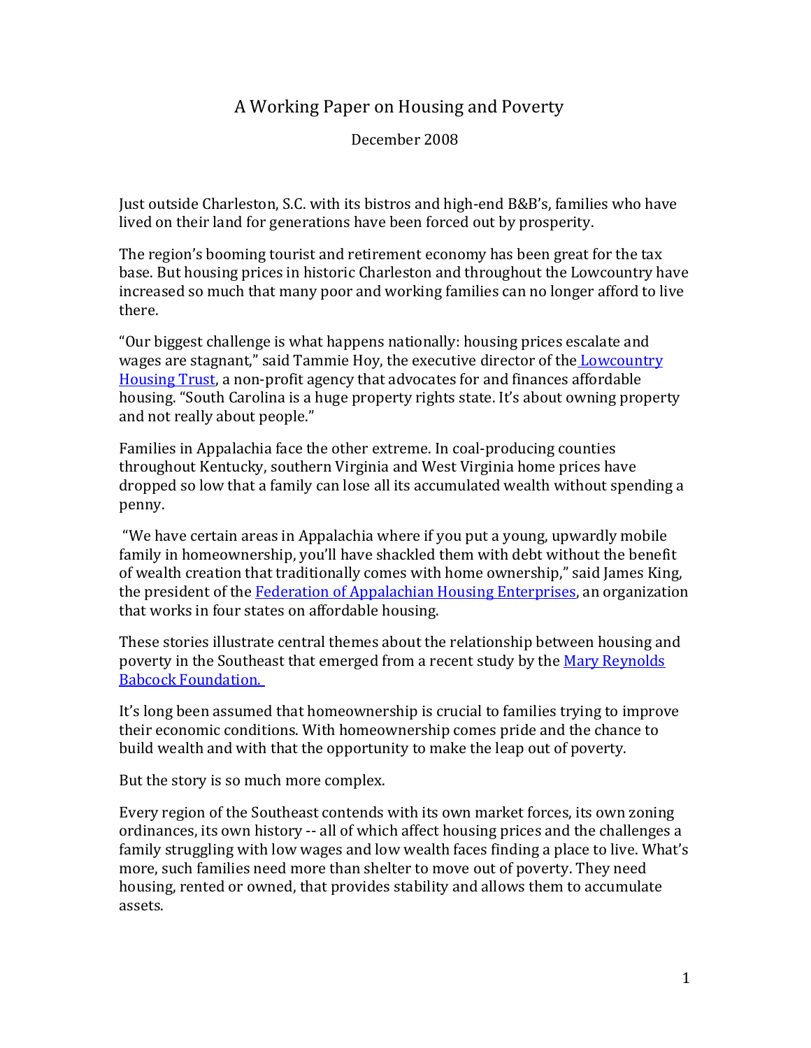# A Working Paper on Housing and Poverty

December 2008

Just outside Charleston, S.C. with its bistros and high-end B&B's, families who have lived on their land for generations have been forced out by prosperity.

The region's booming tourist and retirement economy has been great for the tax base. But housing prices in historic Charleston and throughout the Lowcountry have increased so much that many poor and working families can no longer afford to live there.

"Our biggest challenge is what happens nationally: housing prices escalate and wages are stagnant," said Tammie Hoy, the executive director of the Lowcountry Housing Trust, a non-profit agency that advocates for and finances affordable housing. "South Carolina is a huge property rights state. It's about owning property and not really about people."

Families in Appalachia face the other extreme. In coal-producing counties throughout Kentucky, southern Virginia and West Virginia home prices have dropped so low that a family can lose all its accumulated wealth without spending a penny.

"We have certain areas in Appalachia where if you put a young, upwardly mobile family in homeownership, you'll have shackled them with debt without the benefit of wealth creation that traditionally comes with home ownership," said James King, the president of the Federation of Appalachian Housing Enterprises, an organization that works in four states on affordable housing.

These stories illustrate central themes about the relationship between housing and poverty in the Southeast that emerged from a recent study by the Mary Reynolds Babcock Foundation.

It's long been assumed that homeownership is crucial to families trying to improve their economic conditions. With homeownership comes pride and the chance to build wealth and with that the opportunity to make the leap out of poverty.

But the story is so much more complex.

Every region of the Southeast contends with its own market forces, its own zoning ordinances, its own history -- all of which affect housing prices and the challenges a family struggling with low wages and low wealth faces finding a place to live. What's more, such families need more than shelter to move out of poverty. They need housing, rented or owned, that provides stability and allows them to accumulate assets.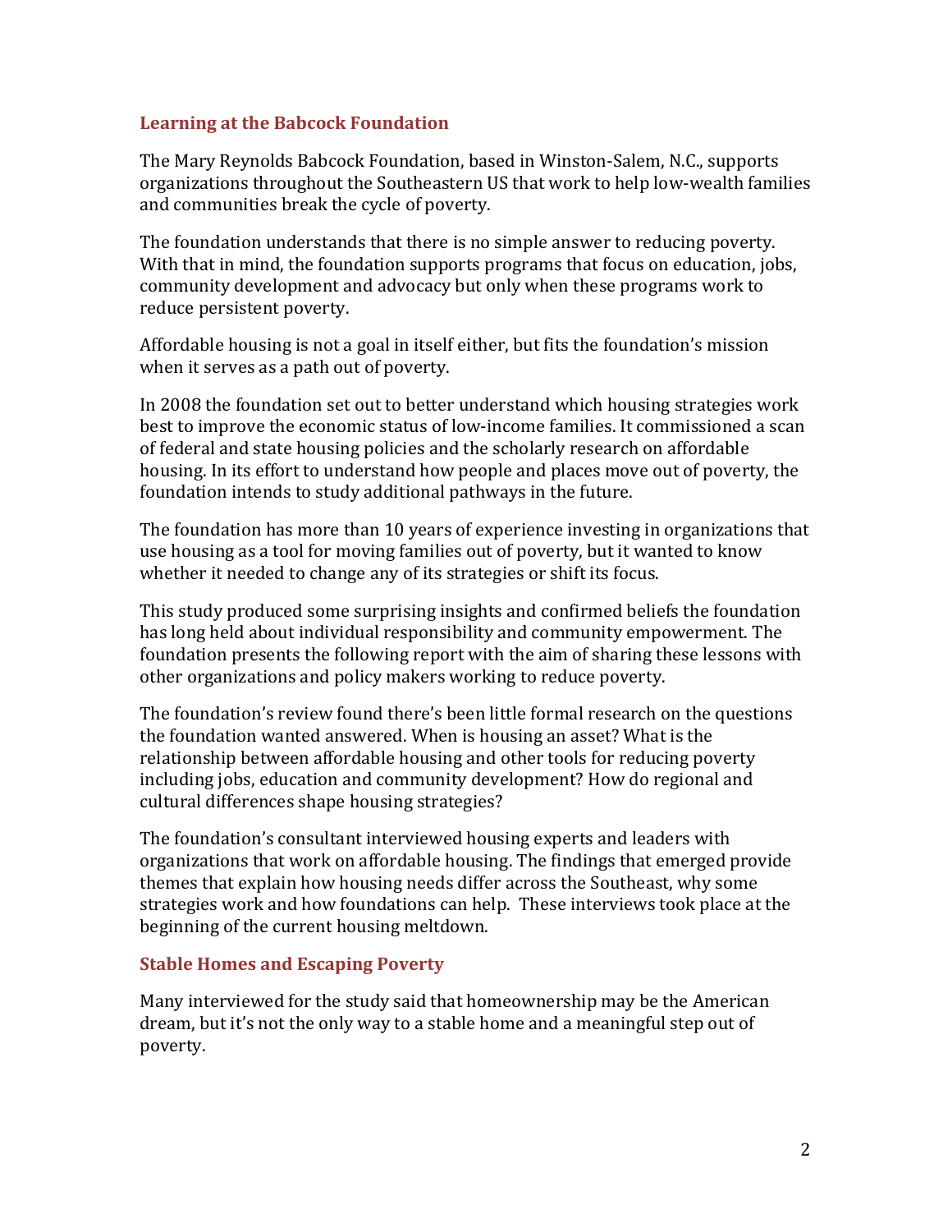## Learning at the Babcock Foundation

The Mary Reynolds Babcock Foundation, based in Winston-Salem, N.C., supports organizations throughout the Southeastern US that work to help low-wealth families and communities break the cycle of poverty.

The foundation understands that there is no simple answer to reducing poverty. With that in mind, the foundation supports programs that focus on education, jobs, community development and advocacy but only when these programs work to reduce persistent poverty.

Affordable housing is not a goal in itself either, but fits the foundation's mission when it serves as a path out of poverty.

In 2008 the foundation set out to better understand which housing strategies work best to improve the economic status of low-income families. It commissioned a scan of federal and state housing policies and the scholarly research on affordable housing. In its effort to understand how people and places move out of poverty, the foundation intends to study additional pathways in the future.

The foundation has more than 10 years of experience investing in organizations that use housing as a tool for moving families out of poverty, but it wanted to know whether it needed to change any of its strategies or shift its focus.

This study produced some surprising insights and confirmed beliefs the foundation has long held about individual responsibility and community empowerment. The foundation presents the following report with the aim of sharing these lessons with other organizations and policy makers working to reduce poverty.

The foundation's review found there's been little formal research on the questions the foundation wanted answered. When is housing an asset? What is the relationship between affordable housing and other tools for reducing poverty including jobs, education and community development? How do regional and cultural differences shape housing strategies?

The foundation's consultant interviewed housing experts and leaders with organizations that work on affordable housing. The findings that emerged provide themes that explain how housing needs differ across the Southeast, why some strategies work and how foundations can help. These interviews took place at the beginning of the current housing meltdown.

## Stable Homes and Escaping Poverty

Many interviewed for the study said that homeownership may be the American dream, but it's not the only way to a stable home and a meaningful step out of poverty.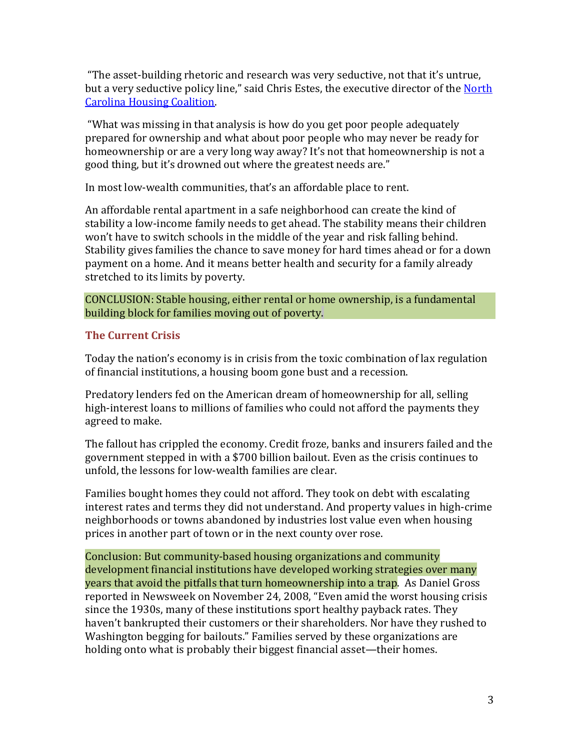"The asset-building rhetoric and research was very seductive, not that it's untrue, but a very seductive policy line," said Chris Estes, the executive director of the [North Carolina Housing Coalition](#).

"What was missing in that analysis is how do you get poor people adequately prepared for ownership and what about poor people who may never be ready for homeownership or are a very long way away? It's not that homeownership is not a good thing, but it's drowned out where the greatest needs are."

In most low-wealth communities, that's an affordable place to rent.

An affordable rental apartment in a safe neighborhood can create the kind of stability a low-income family needs to get ahead. The stability means their children won't have to switch schools in the middle of the year and risk falling behind. Stability gives families the chance to save money for hard times ahead or for a down payment on a home. And it means better health and security for a family already stretched to its limits by poverty.

CONCLUSION: Stable housing, either rental or home ownership, is a fundamental building block for families moving out of poverty.

## The Current Crisis

Today the nation's economy is in crisis from the toxic combination of lax regulation of financial institutions, a housing boom gone bust and a recession.

Predatory lenders fed on the American dream of homeownership for all, selling high-interest loans to millions of families who could not afford the payments they agreed to make.

The fallout has crippled the economy. Credit froze, banks and insurers failed and the government stepped in with a $700 billion bailout. Even as the crisis continues to unfold, the lessons for low-wealth families are clear.

Families bought homes they could not afford. They took on debt with escalating interest rates and terms they did not understand. And property values in high-crime neighborhoods or towns abandoned by industries lost value even when housing prices in another part of town or in the next county over rose.

Conclusion: But community-based housing organizations and community development financial institutions have developed working strategies over many years that avoid the pitfalls that turn homeownership into a trap. As Daniel Gross reported in Newsweek on November 24, 2008, "Even amid the worst housing crisis since the 1930s, many of these institutions sport healthy payback rates. They haven't bankrupted their customers or their shareholders. Nor have they rushed to Washington begging for bailouts." Families served by these organizations are holding onto what is probably their biggest financial asset—their homes.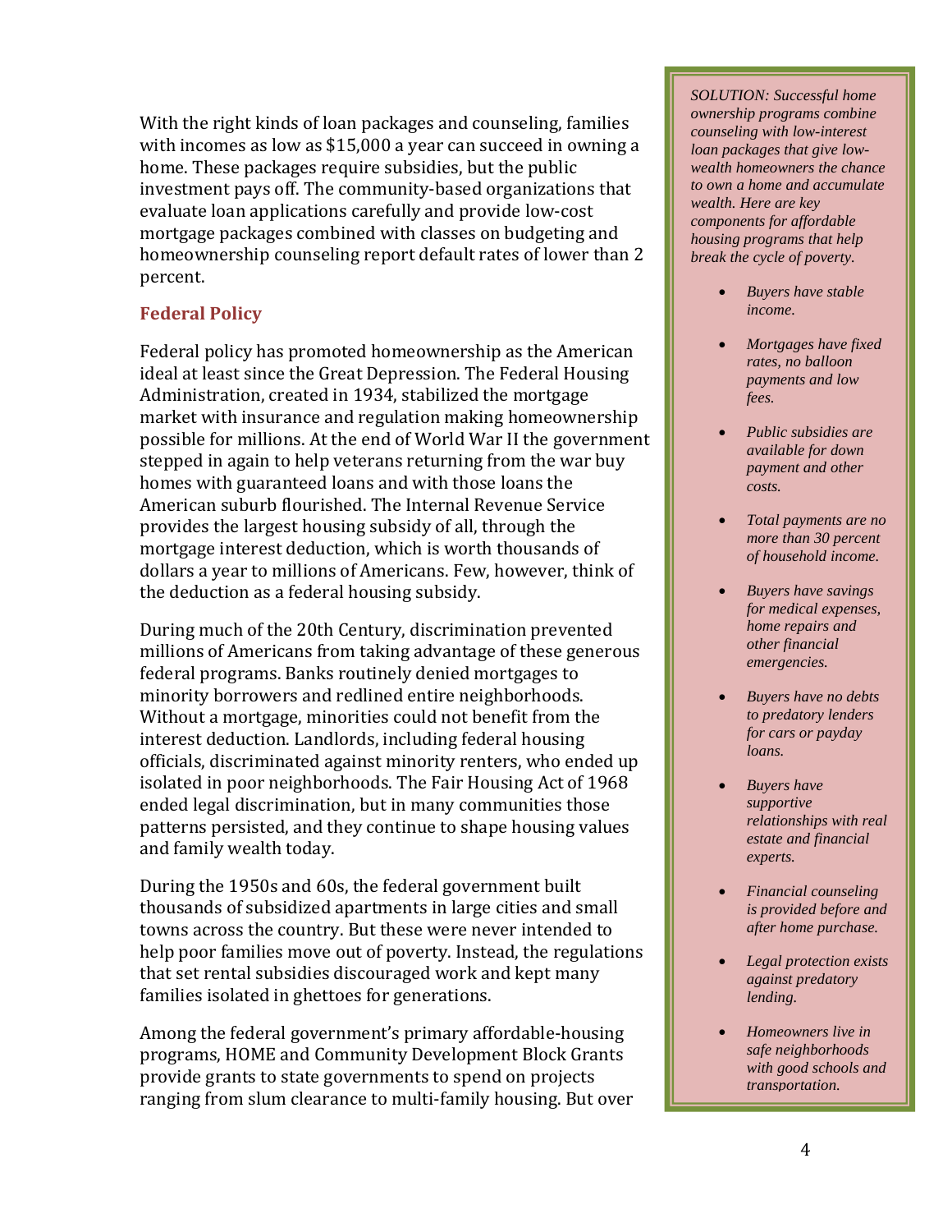With the right kinds of loan packages and counseling, families with incomes as low as $15,000 a year can succeed in owning a home. These packages require subsidies, but the public investment pays off. The community-based organizations that evaluate loan applications carefully and provide low-cost mortgage packages combined with classes on budgeting and homeownership counseling report default rates of lower than 2 percent.

## Federal Policy

Federal policy has promoted homeownership as the American ideal at least since the Great Depression. The Federal Housing Administration, created in 1934, stabilized the mortgage market with insurance and regulation making homeownership possible for millions. At the end of World War II the government stepped in again to help veterans returning from the war buy homes with guaranteed loans and with those loans the American suburb flourished. The Internal Revenue Service provides the largest housing subsidy of all, through the mortgage interest deduction, which is worth thousands of dollars a year to millions of Americans. Few, however, think of the deduction as a federal housing subsidy.

During much of the 20th Century, discrimination prevented millions of Americans from taking advantage of these generous federal programs. Banks routinely denied mortgages to minority borrowers and redlined entire neighborhoods. Without a mortgage, minorities could not benefit from the interest deduction. Landlords, including federal housing officials, discriminated against minority renters, who ended up isolated in poor neighborhoods. The Fair Housing Act of 1968 ended legal discrimination, but in many communities those patterns persisted, and they continue to shape housing values and family wealth today.

During the 1950s and 60s, the federal government built thousands of subsidized apartments in large cities and small towns across the country. But these were never intended to help poor families move out of poverty. Instead, the regulations that set rental subsidies discouraged work and kept many families isolated in ghettoes for generations.

Among the federal government's primary affordable-housing programs, HOME and Community Development Block Grants provide grants to state governments to spend on projects ranging from slum clearance to multi-family housing. But over

*SOLUTION: Successful home ownership programs combine counseling with low-interest loan packages that give low-wealth homeowners the chance to own a home and accumulate wealth. Here are key components for affordable housing programs that help break the cycle of poverty.*

- *Buyers have stable income.*
- *Mortgages have fixed rates, no balloon payments and low fees.*
- *Public subsidies are available for down payment and other costs.*
- *Total payments are no more than 30 percent of household income.*
- *Buyers have savings for medical expenses, home repairs and other financial emergencies.*
- *Buyers have no debts to predatory lenders for cars or payday loans.*
- *Buyers have supportive relationships with real estate and financial experts.*
- *Financial counseling is provided before and after home purchase.*
- *Legal protection exists against predatory lending.*
- *Homeowners live in safe neighborhoods with good schools and transportation.*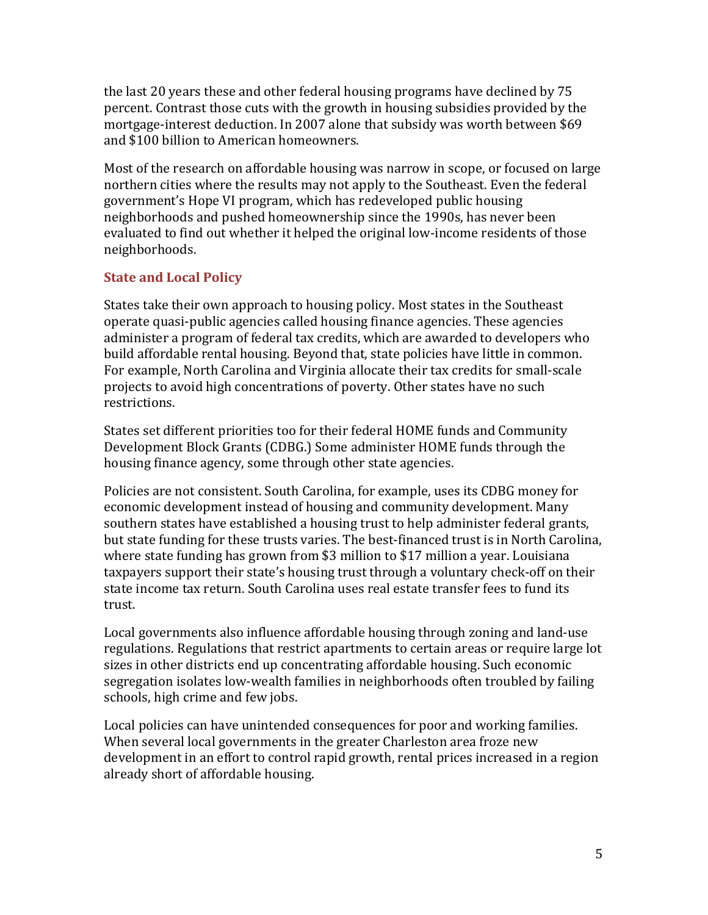the last 20 years these and other federal housing programs have declined by 75 percent. Contrast those cuts with the growth in housing subsidies provided by the mortgage-interest deduction. In 2007 alone that subsidy was worth between $69 and $100 billion to American homeowners.

Most of the research on affordable housing was narrow in scope, or focused on large northern cities where the results may not apply to the Southeast. Even the federal government's Hope VI program, which has redeveloped public housing neighborhoods and pushed homeownership since the 1990s, has never been evaluated to find out whether it helped the original low-income residents of those neighborhoods.

### State and Local Policy

States take their own approach to housing policy. Most states in the Southeast operate quasi-public agencies called housing finance agencies. These agencies administer a program of federal tax credits, which are awarded to developers who build affordable rental housing. Beyond that, state policies have little in common. For example, North Carolina and Virginia allocate their tax credits for small-scale projects to avoid high concentrations of poverty. Other states have no such restrictions.

States set different priorities too for their federal HOME funds and Community Development Block Grants (CDBG.) Some administer HOME funds through the housing finance agency, some through other state agencies.

Policies are not consistent. South Carolina, for example, uses its CDBG money for economic development instead of housing and community development. Many southern states have established a housing trust to help administer federal grants, but state funding for these trusts varies. The best-financed trust is in North Carolina, where state funding has grown from $3 million to $17 million a year. Louisiana taxpayers support their state's housing trust through a voluntary check-off on their state income tax return. South Carolina uses real estate transfer fees to fund its trust.

Local governments also influence affordable housing through zoning and land-use regulations. Regulations that restrict apartments to certain areas or require large lot sizes in other districts end up concentrating affordable housing. Such economic segregation isolates low-wealth families in neighborhoods often troubled by failing schools, high crime and few jobs.

Local policies can have unintended consequences for poor and working families. When several local governments in the greater Charleston area froze new development in an effort to control rapid growth, rental prices increased in a region already short of affordable housing.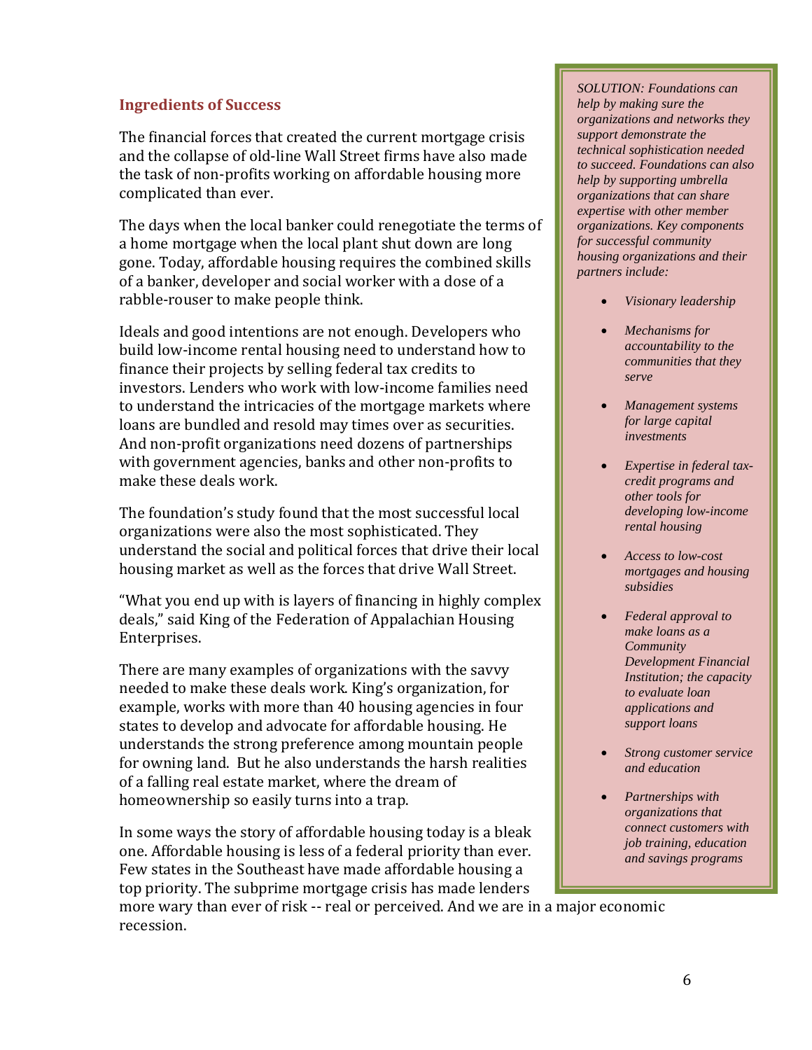## Ingredients of Success

The financial forces that created the current mortgage crisis and the collapse of old-line Wall Street firms have also made the task of non-profits working on affordable housing more complicated than ever.

The days when the local banker could renegotiate the terms of a home mortgage when the local plant shut down are long gone. Today, affordable housing requires the combined skills of a banker, developer and social worker with a dose of a rabble-rouser to make people think.

Ideals and good intentions are not enough. Developers who build low-income rental housing need to understand how to finance their projects by selling federal tax credits to investors. Lenders who work with low-income families need to understand the intricacies of the mortgage markets where loans are bundled and resold may times over as securities. And non-profit organizations need dozens of partnerships with government agencies, banks and other non-profits to make these deals work.

The foundation's study found that the most successful local organizations were also the most sophisticated. They understand the social and political forces that drive their local housing market as well as the forces that drive Wall Street.

"What you end up with is layers of financing in highly complex deals," said King of the Federation of Appalachian Housing Enterprises.

There are many examples of organizations with the savvy needed to make these deals work. King's organization, for example, works with more than 40 housing agencies in four states to develop and advocate for affordable housing. He understands the strong preference among mountain people for owning land. But he also understands the harsh realities of a falling real estate market, where the dream of homeownership so easily turns into a trap.

In some ways the story of affordable housing today is a bleak one. Affordable housing is less of a federal priority than ever. Few states in the Southeast have made affordable housing a top priority. The subprime mortgage crisis has made lenders more wary than ever of risk -- real or perceived. And we are in a major economic recession.

*SOLUTION: Foundations can help by making sure the organizations and networks they support demonstrate the technical sophistication needed to succeed. Foundations can also help by supporting umbrella organizations that can share expertise with other member organizations. Key components for successful community housing organizations and their partners include:*

- *Visionary leadership*
- *Mechanisms for accountability to the communities that they serve*
- *Management systems for large capital investments*
- *Expertise in federal tax-credit programs and other tools for developing low-income rental housing*
- *Access to low-cost mortgages and housing subsidies*
- *Federal approval to make loans as a Community Development Financial Institution; the capacity to evaluate loan applications and support loans*
- *Strong customer service and education*
- *Partnerships with organizations that connect customers with job training, education and savings programs*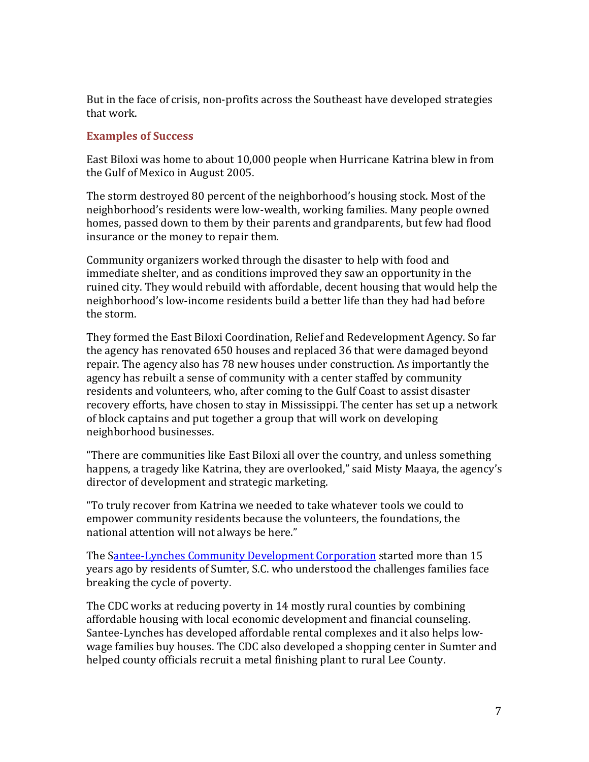But in the face of crisis, non-profits across the Southeast have developed strategies that work.

## Examples of Success

East Biloxi was home to about 10,000 people when Hurricane Katrina blew in from the Gulf of Mexico in August 2005.

The storm destroyed 80 percent of the neighborhood's housing stock. Most of the neighborhood's residents were low-wealth, working families. Many people owned homes, passed down to them by their parents and grandparents, but few had flood insurance or the money to repair them.

Community organizers worked through the disaster to help with food and immediate shelter, and as conditions improved they saw an opportunity in the ruined city. They would rebuild with affordable, decent housing that would help the neighborhood's low-income residents build a better life than they had had before the storm.

They formed the East Biloxi Coordination, Relief and Redevelopment Agency. So far the agency has renovated 650 houses and replaced 36 that were damaged beyond repair. The agency also has 78 new houses under construction. As importantly the agency has rebuilt a sense of community with a center staffed by community residents and volunteers, who, after coming to the Gulf Coast to assist disaster recovery efforts, have chosen to stay in Mississippi. The center has set up a network of block captains and put together a group that will work on developing neighborhood businesses.

"There are communities like East Biloxi all over the country, and unless something happens, a tragedy like Katrina, they are overlooked," said Misty Maaya, the agency's director of development and strategic marketing.

"To truly recover from Katrina we needed to take whatever tools we could to empower community residents because the volunteers, the foundations, the national attention will not always be here."

The Santee-Lynches Community Development Corporation started more than 15 years ago by residents of Sumter, S.C. who understood the challenges families face breaking the cycle of poverty.

The CDC works at reducing poverty in 14 mostly rural counties by combining affordable housing with local economic development and financial counseling. Santee-Lynches has developed affordable rental complexes and it also helps low-wage families buy houses. The CDC also developed a shopping center in Sumter and helped county officials recruit a metal finishing plant to rural Lee County.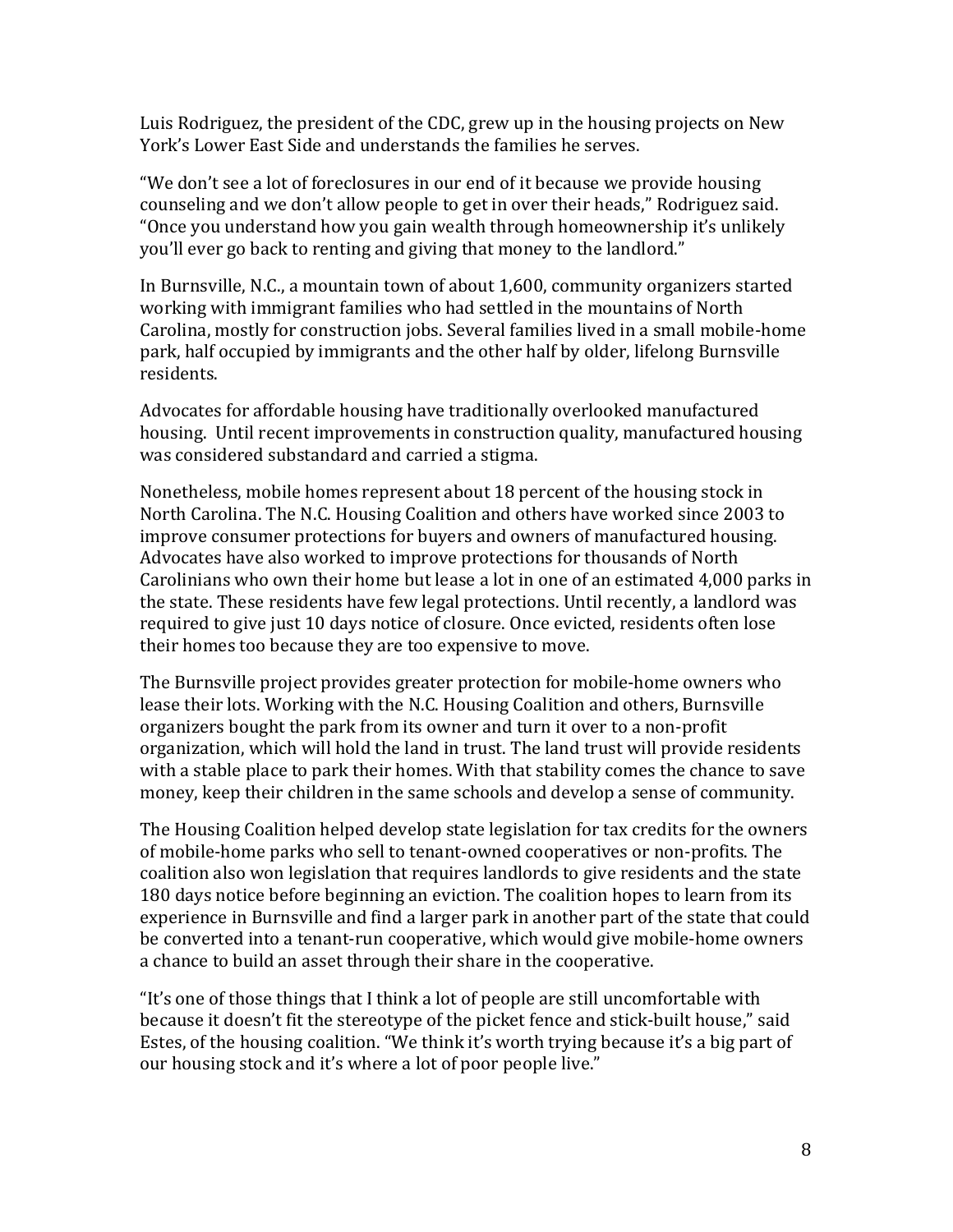Luis Rodriguez, the president of the CDC, grew up in the housing projects on New York's Lower East Side and understands the families he serves.

"We don't see a lot of foreclosures in our end of it because we provide housing counseling and we don't allow people to get in over their heads," Rodriguez said. "Once you understand how you gain wealth through homeownership it's unlikely you'll ever go back to renting and giving that money to the landlord."

In Burnsville, N.C., a mountain town of about 1,600, community organizers started working with immigrant families who had settled in the mountains of North Carolina, mostly for construction jobs. Several families lived in a small mobile-home park, half occupied by immigrants and the other half by older, lifelong Burnsville residents.

Advocates for affordable housing have traditionally overlooked manufactured housing. Until recent improvements in construction quality, manufactured housing was considered substandard and carried a stigma.

Nonetheless, mobile homes represent about 18 percent of the housing stock in North Carolina. The N.C. Housing Coalition and others have worked since 2003 to improve consumer protections for buyers and owners of manufactured housing. Advocates have also worked to improve protections for thousands of North Carolinians who own their home but lease a lot in one of an estimated 4,000 parks in the state. These residents have few legal protections. Until recently, a landlord was required to give just 10 days notice of closure. Once evicted, residents often lose their homes too because they are too expensive to move.

The Burnsville project provides greater protection for mobile-home owners who lease their lots. Working with the N.C. Housing Coalition and others, Burnsville organizers bought the park from its owner and turn it over to a non-profit organization, which will hold the land in trust. The land trust will provide residents with a stable place to park their homes. With that stability comes the chance to save money, keep their children in the same schools and develop a sense of community.

The Housing Coalition helped develop state legislation for tax credits for the owners of mobile-home parks who sell to tenant-owned cooperatives or non-profits. The coalition also won legislation that requires landlords to give residents and the state 180 days notice before beginning an eviction. The coalition hopes to learn from its experience in Burnsville and find a larger park in another part of the state that could be converted into a tenant-run cooperative, which would give mobile-home owners a chance to build an asset through their share in the cooperative.

"It's one of those things that I think a lot of people are still uncomfortable with because it doesn't fit the stereotype of the picket fence and stick-built house," said Estes, of the housing coalition. "We think it's worth trying because it's a big part of our housing stock and it's where a lot of poor people live."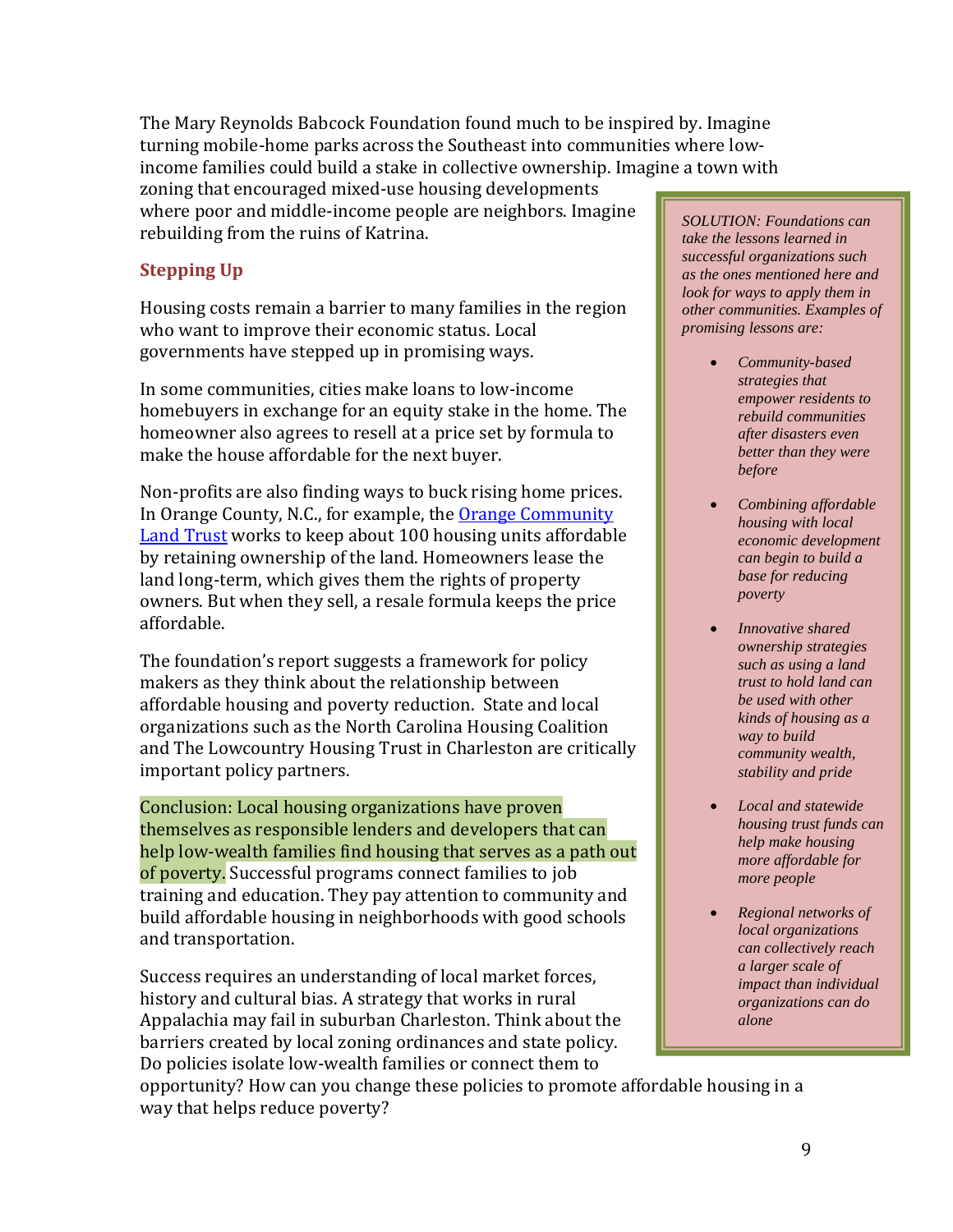The Mary Reynolds Babcock Foundation found much to be inspired by. Imagine turning mobile-home parks across the Southeast into communities where low-income families could build a stake in collective ownership. Imagine a town with zoning that encouraged mixed-use housing developments where poor and middle-income people are neighbors. Imagine rebuilding from the ruins of Katrina.

## Stepping Up

Housing costs remain a barrier to many families in the region who want to improve their economic status. Local governments have stepped up in promising ways.

In some communities, cities make loans to low-income homebuyers in exchange for an equity stake in the home. The homeowner also agrees to resell at a price set by formula to make the house affordable for the next buyer.

Non-profits are also finding ways to buck rising home prices. In Orange County, N.C., for example, the [Orange Community Land Trust]() works to keep about 100 housing units affordable by retaining ownership of the land. Homeowners lease the land long-term, which gives them the rights of property owners. But when they sell, a resale formula keeps the price affordable.

The foundation's report suggests a framework for policy makers as they think about the relationship between affordable housing and poverty reduction. State and local organizations such as the North Carolina Housing Coalition and The Lowcountry Housing Trust in Charleston are critically important policy partners.

Conclusion: Local housing organizations have proven themselves as responsible lenders and developers that can help low-wealth families find housing that serves as a path out of poverty. Successful programs connect families to job training and education. They pay attention to community and build affordable housing in neighborhoods with good schools and transportation.

Success requires an understanding of local market forces, history and cultural bias. A strategy that works in rural Appalachia may fail in suburban Charleston. Think about the barriers created by local zoning ordinances and state policy. Do policies isolate low-wealth families or connect them to opportunity? How can you change these policies to promote affordable housing in a way that helps reduce poverty?

*SOLUTION: Foundations can take the lessons learned in successful organizations such as the ones mentioned here and look for ways to apply them in other communities. Examples of promising lessons are:*

- *Community-based strategies that empower residents to rebuild communities after disasters even better than they were before*
- *Combining affordable housing with local economic development can begin to build a base for reducing poverty*
- *Innovative shared ownership strategies such as using a land trust to hold land can be used with other kinds of housing as a way to build community wealth, stability and pride*
- *Local and statewide housing trust funds can help make housing more affordable for more people*
- *Regional networks of local organizations can collectively reach a larger scale of impact than individual organizations can do alone*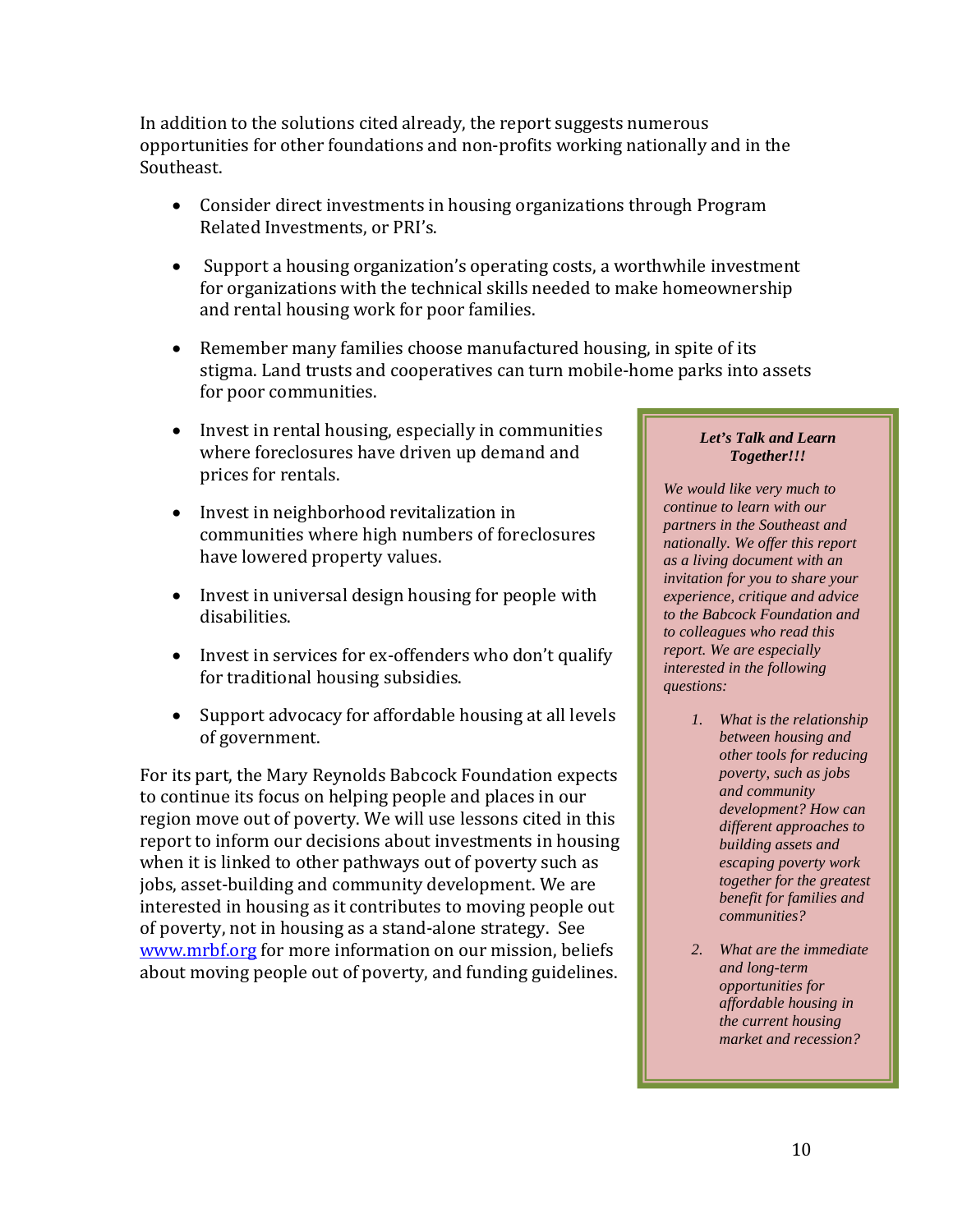In addition to the solutions cited already, the report suggests numerous opportunities for other foundations and non-profits working nationally and in the Southeast.

- Consider direct investments in housing organizations through Program Related Investments, or PRI's.
- Support a housing organization's operating costs, a worthwhile investment for organizations with the technical skills needed to make homeownership and rental housing work for poor families.
- Remember many families choose manufactured housing, in spite of its stigma. Land trusts and cooperatives can turn mobile-home parks into assets for poor communities.
- Invest in rental housing, especially in communities where foreclosures have driven up demand and prices for rentals.
- Invest in neighborhood revitalization in communities where high numbers of foreclosures have lowered property values.
- Invest in universal design housing for people with disabilities.
- Invest in services for ex-offenders who don't qualify for traditional housing subsidies.
- Support advocacy for affordable housing at all levels of government.

For its part, the Mary Reynolds Babcock Foundation expects to continue its focus on helping people and places in our region move out of poverty. We will use lessons cited in this report to inform our decisions about investments in housing when it is linked to other pathways out of poverty such as jobs, asset-building and community development. We are interested in housing as it contributes to moving people out of poverty, not in housing as a stand-alone strategy. See [www.mrbf.org](http://www.mrbf.org) for more information on our mission, beliefs about moving people out of poverty, and funding guidelines.

***Let's Talk and Learn Together!!!***

*We would like very much to continue to learn with our partners in the Southeast and nationally. We offer this report as a living document with an invitation for you to share your experience, critique and advice to the Babcock Foundation and to colleagues who read this report. We are especially interested in the following questions:*

1. *What is the relationship between housing and other tools for reducing poverty, such as jobs and community development? How can different approaches to building assets and escaping poverty work together for the greatest benefit for families and communities?*
2. *What are the immediate and long-term opportunities for affordable housing in the current housing market and recession?*